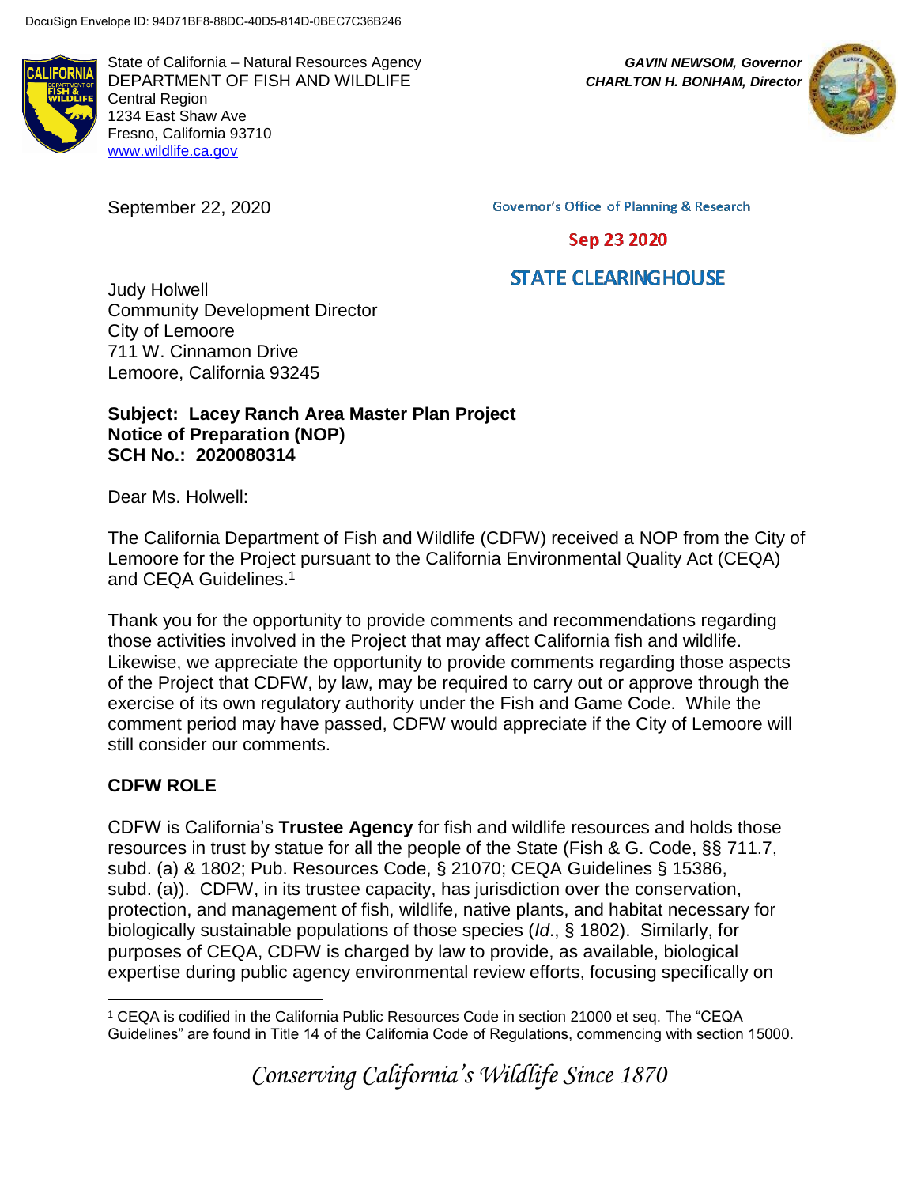DocuSign Envelope ID: 94D71BF8-88DC-40D5-814D-0BEC7C36B246

State of California – Natural Resources Agency
DEPARTMENT OF FISH AND WILDLIFE
Central Region
1234 East Shaw Ave
Fresno, California 93710
www.wildlife.ca.gov

*GAVIN NEWSOM, Governor*
*CHARLTON H. BONHAM, Director*

September 22, 2020

Governor's Office of Planning & Research

Sep 23 2020

STATE CLEARINGHOUSE

Judy Holwell
Community Development Director
City of Lemoore
711 W. Cinnamon Drive
Lemoore, California 93245

**Subject: Lacey Ranch Area Master Plan Project**
**Notice of Preparation (NOP)**
**SCH No.: 2020080314**

Dear Ms. Holwell:

The California Department of Fish and Wildlife (CDFW) received a NOP from the City of Lemoore for the Project pursuant to the California Environmental Quality Act (CEQA) and CEQA Guidelines.[1]

Thank you for the opportunity to provide comments and recommendations regarding those activities involved in the Project that may affect California fish and wildlife. Likewise, we appreciate the opportunity to provide comments regarding those aspects of the Project that CDFW, by law, may be required to carry out or approve through the exercise of its own regulatory authority under the Fish and Game Code. While the comment period may have passed, CDFW would appreciate if the City of Lemoore will still consider our comments.

## CDFW ROLE

CDFW is California's **Trustee Agency** for fish and wildlife resources and holds those resources in trust by statue for all the people of the State (Fish & G. Code, §§ 711.7, subd. (a) & 1802; Pub. Resources Code, § 21070; CEQA Guidelines § 15386, subd. (a)). CDFW, in its trustee capacity, has jurisdiction over the conservation, protection, and management of fish, wildlife, native plants, and habitat necessary for biologically sustainable populations of those species (*Id*., § 1802). Similarly, for purposes of CEQA, CDFW is charged by law to provide, as available, biological expertise during public agency environmental review efforts, focusing specifically on

[1] CEQA is codified in the California Public Resources Code in section 21000 et seq. The "CEQA Guidelines" are found in Title 14 of the California Code of Regulations, commencing with section 15000.

*Conserving California's Wildlife Since 1870*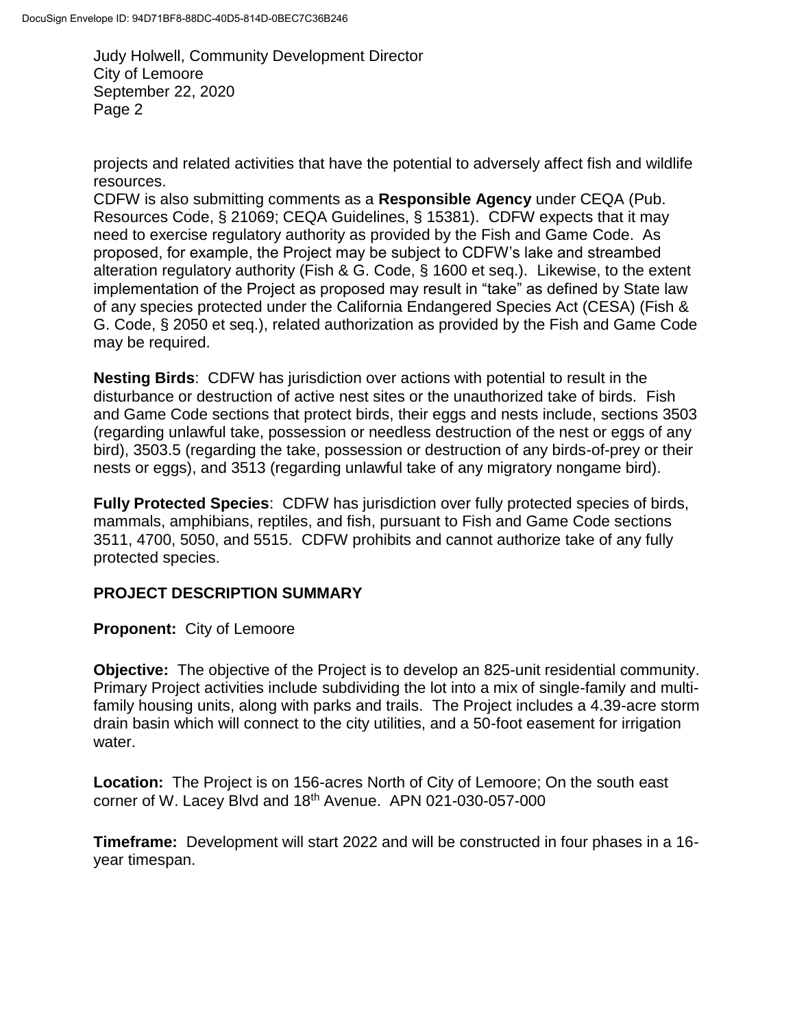projects and related activities that have the potential to adversely affect fish and wildlife resources.

CDFW is also submitting comments as a **Responsible Agency** under CEQA (Pub. Resources Code, § 21069; CEQA Guidelines, § 15381). CDFW expects that it may need to exercise regulatory authority as provided by the Fish and Game Code. As proposed, for example, the Project may be subject to CDFW's lake and streambed alteration regulatory authority (Fish & G. Code, § 1600 et seq.). Likewise, to the extent implementation of the Project as proposed may result in "take" as defined by State law of any species protected under the California Endangered Species Act (CESA) (Fish & G. Code, § 2050 et seq.), related authorization as provided by the Fish and Game Code may be required.

**Nesting Birds**: CDFW has jurisdiction over actions with potential to result in the disturbance or destruction of active nest sites or the unauthorized take of birds. Fish and Game Code sections that protect birds, their eggs and nests include, sections 3503 (regarding unlawful take, possession or needless destruction of the nest or eggs of any bird), 3503.5 (regarding the take, possession or destruction of any birds-of-prey or their nests or eggs), and 3513 (regarding unlawful take of any migratory nongame bird).

**Fully Protected Species**: CDFW has jurisdiction over fully protected species of birds, mammals, amphibians, reptiles, and fish, pursuant to Fish and Game Code sections 3511, 4700, 5050, and 5515. CDFW prohibits and cannot authorize take of any fully protected species.

## PROJECT DESCRIPTION SUMMARY

**Proponent:** City of Lemoore

**Objective:** The objective of the Project is to develop an 825-unit residential community. Primary Project activities include subdividing the lot into a mix of single-family and multi-family housing units, along with parks and trails. The Project includes a 4.39-acre storm drain basin which will connect to the city utilities, and a 50-foot easement for irrigation water.

**Location:** The Project is on 156-acres North of City of Lemoore; On the south east corner of W. Lacey Blvd and 18th Avenue. APN 021-030-057-000

**Timeframe:** Development will start 2022 and will be constructed in four phases in a 16-year timespan.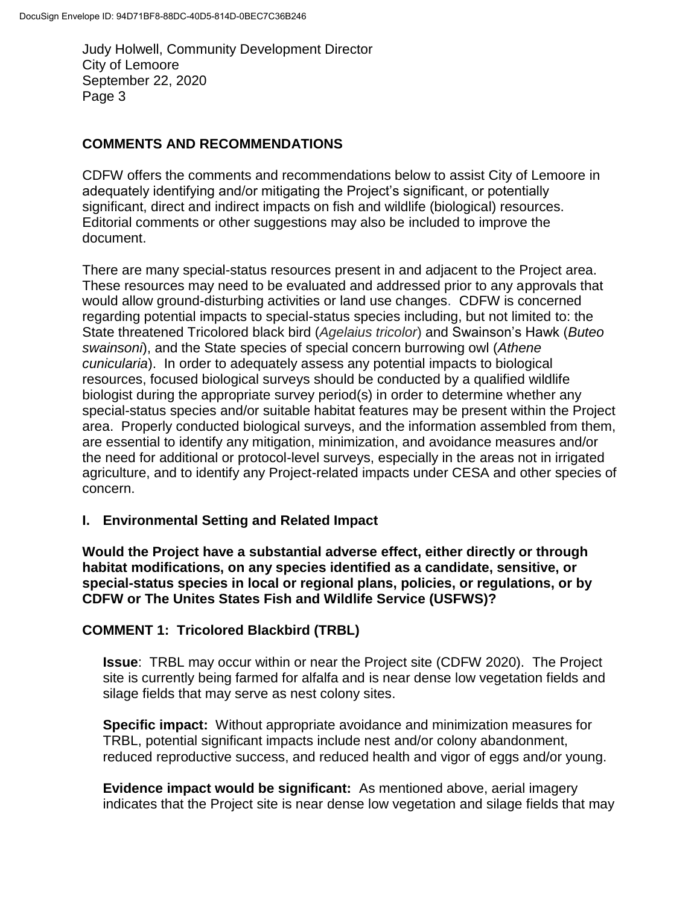## COMMENTS AND RECOMMENDATIONS

CDFW offers the comments and recommendations below to assist City of Lemoore in adequately identifying and/or mitigating the Project's significant, or potentially significant, direct and indirect impacts on fish and wildlife (biological) resources. Editorial comments or other suggestions may also be included to improve the document.

There are many special-status resources present in and adjacent to the Project area. These resources may need to be evaluated and addressed prior to any approvals that would allow ground-disturbing activities or land use changes. CDFW is concerned regarding potential impacts to special-status species including, but not limited to: the State threatened Tricolored black bird (*Agelaius tricolor*) and Swainson's Hawk (*Buteo swainsoni*), and the State species of special concern burrowing owl (*Athene cunicularia*). In order to adequately assess any potential impacts to biological resources, focused biological surveys should be conducted by a qualified wildlife biologist during the appropriate survey period(s) in order to determine whether any special-status species and/or suitable habitat features may be present within the Project area. Properly conducted biological surveys, and the information assembled from them, are essential to identify any mitigation, minimization, and avoidance measures and/or the need for additional or protocol-level surveys, especially in the areas not in irrigated agriculture, and to identify any Project-related impacts under CESA and other species of concern.

### I. Environmental Setting and Related Impact

**Would the Project have a substantial adverse effect, either directly or through habitat modifications, on any species identified as a candidate, sensitive, or special-status species in local or regional plans, policies, or regulations, or by CDFW or The Unites States Fish and Wildlife Service (USFWS)?**

### COMMENT 1: Tricolored Blackbird (TRBL)

**Issue**: TRBL may occur within or near the Project site (CDFW 2020). The Project site is currently being farmed for alfalfa and is near dense low vegetation fields and silage fields that may serve as nest colony sites.

**Specific impact:** Without appropriate avoidance and minimization measures for TRBL, potential significant impacts include nest and/or colony abandonment, reduced reproductive success, and reduced health and vigor of eggs and/or young.

**Evidence impact would be significant:** As mentioned above, aerial imagery indicates that the Project site is near dense low vegetation and silage fields that may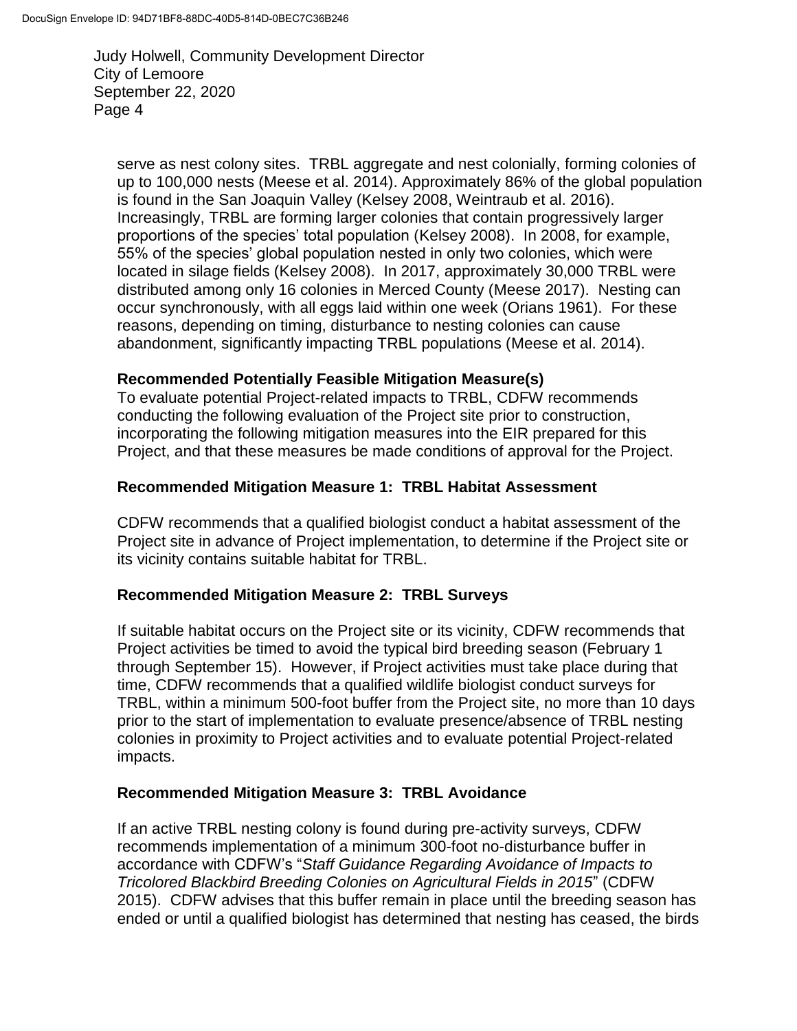serve as nest colony sites. TRBL aggregate and nest colonially, forming colonies of up to 100,000 nests (Meese et al. 2014). Approximately 86% of the global population is found in the San Joaquin Valley (Kelsey 2008, Weintraub et al. 2016). Increasingly, TRBL are forming larger colonies that contain progressively larger proportions of the species' total population (Kelsey 2008). In 2008, for example, 55% of the species' global population nested in only two colonies, which were located in silage fields (Kelsey 2008). In 2017, approximately 30,000 TRBL were distributed among only 16 colonies in Merced County (Meese 2017). Nesting can occur synchronously, with all eggs laid within one week (Orians 1961). For these reasons, depending on timing, disturbance to nesting colonies can cause abandonment, significantly impacting TRBL populations (Meese et al. 2014).

**Recommended Potentially Feasible Mitigation Measure(s)**

To evaluate potential Project-related impacts to TRBL, CDFW recommends conducting the following evaluation of the Project site prior to construction, incorporating the following mitigation measures into the EIR prepared for this Project, and that these measures be made conditions of approval for the Project.

**Recommended Mitigation Measure 1: TRBL Habitat Assessment**

CDFW recommends that a qualified biologist conduct a habitat assessment of the Project site in advance of Project implementation, to determine if the Project site or its vicinity contains suitable habitat for TRBL.

**Recommended Mitigation Measure 2: TRBL Surveys**

If suitable habitat occurs on the Project site or its vicinity, CDFW recommends that Project activities be timed to avoid the typical bird breeding season (February 1 through September 15). However, if Project activities must take place during that time, CDFW recommends that a qualified wildlife biologist conduct surveys for TRBL, within a minimum 500-foot buffer from the Project site, no more than 10 days prior to the start of implementation to evaluate presence/absence of TRBL nesting colonies in proximity to Project activities and to evaluate potential Project-related impacts.

**Recommended Mitigation Measure 3: TRBL Avoidance**

If an active TRBL nesting colony is found during pre-activity surveys, CDFW recommends implementation of a minimum 300-foot no-disturbance buffer in accordance with CDFW's "*Staff Guidance Regarding Avoidance of Impacts to Tricolored Blackbird Breeding Colonies on Agricultural Fields in 2015*" (CDFW 2015). CDFW advises that this buffer remain in place until the breeding season has ended or until a qualified biologist has determined that nesting has ceased, the birds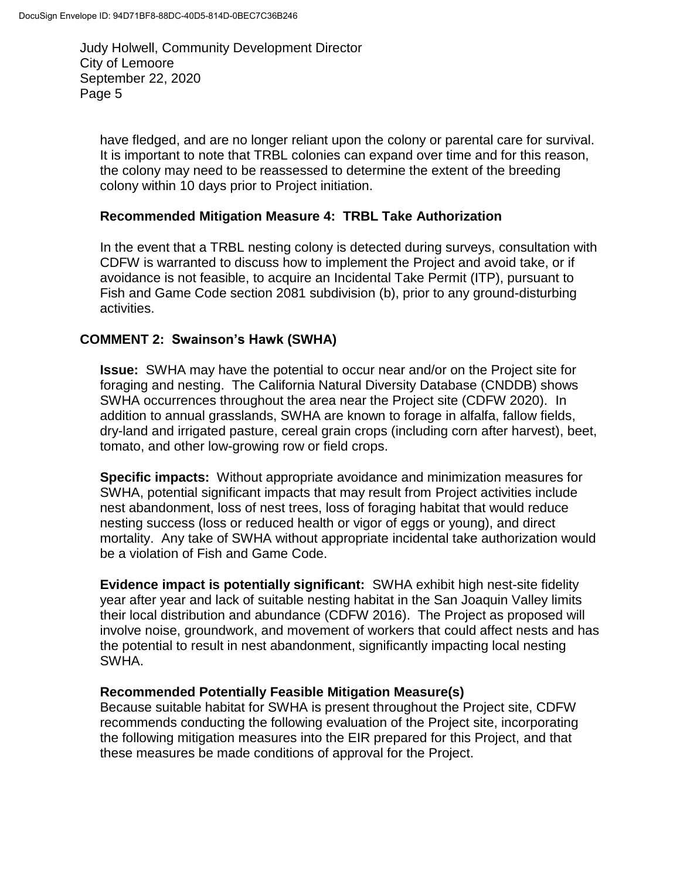have fledged, and are no longer reliant upon the colony or parental care for survival. It is important to note that TRBL colonies can expand over time and for this reason, the colony may need to be reassessed to determine the extent of the breeding colony within 10 days prior to Project initiation.

**Recommended Mitigation Measure 4: TRBL Take Authorization**

In the event that a TRBL nesting colony is detected during surveys, consultation with CDFW is warranted to discuss how to implement the Project and avoid take, or if avoidance is not feasible, to acquire an Incidental Take Permit (ITP), pursuant to Fish and Game Code section 2081 subdivision (b), prior to any ground-disturbing activities.

**COMMENT 2: Swainson's Hawk (SWHA)**

**Issue:** SWHA may have the potential to occur near and/or on the Project site for foraging and nesting. The California Natural Diversity Database (CNDDB) shows SWHA occurrences throughout the area near the Project site (CDFW 2020). In addition to annual grasslands, SWHA are known to forage in alfalfa, fallow fields, dry-land and irrigated pasture, cereal grain crops (including corn after harvest), beet, tomato, and other low-growing row or field crops.

**Specific impacts:** Without appropriate avoidance and minimization measures for SWHA, potential significant impacts that may result from Project activities include nest abandonment, loss of nest trees, loss of foraging habitat that would reduce nesting success (loss or reduced health or vigor of eggs or young), and direct mortality. Any take of SWHA without appropriate incidental take authorization would be a violation of Fish and Game Code.

**Evidence impact is potentially significant:** SWHA exhibit high nest-site fidelity year after year and lack of suitable nesting habitat in the San Joaquin Valley limits their local distribution and abundance (CDFW 2016). The Project as proposed will involve noise, groundwork, and movement of workers that could affect nests and has the potential to result in nest abandonment, significantly impacting local nesting SWHA.

**Recommended Potentially Feasible Mitigation Measure(s)**

Because suitable habitat for SWHA is present throughout the Project site, CDFW recommends conducting the following evaluation of the Project site, incorporating the following mitigation measures into the EIR prepared for this Project, and that these measures be made conditions of approval for the Project.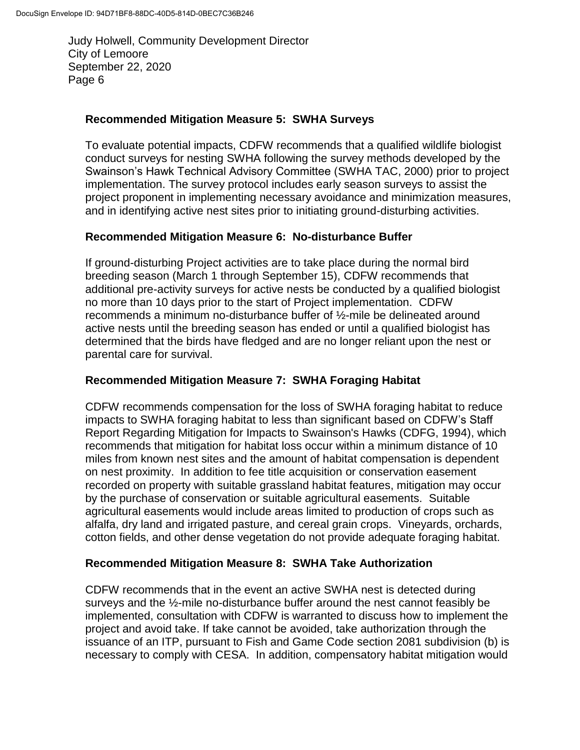### Recommended Mitigation Measure 5: SWHA Surveys

To evaluate potential impacts, CDFW recommends that a qualified wildlife biologist conduct surveys for nesting SWHA following the survey methods developed by the Swainson's Hawk Technical Advisory Committee (SWHA TAC, 2000) prior to project implementation. The survey protocol includes early season surveys to assist the project proponent in implementing necessary avoidance and minimization measures, and in identifying active nest sites prior to initiating ground-disturbing activities.

### Recommended Mitigation Measure 6: No-disturbance Buffer

If ground-disturbing Project activities are to take place during the normal bird breeding season (March 1 through September 15), CDFW recommends that additional pre-activity surveys for active nests be conducted by a qualified biologist no more than 10 days prior to the start of Project implementation. CDFW recommends a minimum no-disturbance buffer of ½-mile be delineated around active nests until the breeding season has ended or until a qualified biologist has determined that the birds have fledged and are no longer reliant upon the nest or parental care for survival.

### Recommended Mitigation Measure 7: SWHA Foraging Habitat

CDFW recommends compensation for the loss of SWHA foraging habitat to reduce impacts to SWHA foraging habitat to less than significant based on CDFW's Staff Report Regarding Mitigation for Impacts to Swainson's Hawks (CDFG, 1994), which recommends that mitigation for habitat loss occur within a minimum distance of 10 miles from known nest sites and the amount of habitat compensation is dependent on nest proximity. In addition to fee title acquisition or conservation easement recorded on property with suitable grassland habitat features, mitigation may occur by the purchase of conservation or suitable agricultural easements. Suitable agricultural easements would include areas limited to production of crops such as alfalfa, dry land and irrigated pasture, and cereal grain crops. Vineyards, orchards, cotton fields, and other dense vegetation do not provide adequate foraging habitat.

### Recommended Mitigation Measure 8: SWHA Take Authorization

CDFW recommends that in the event an active SWHA nest is detected during surveys and the ½-mile no-disturbance buffer around the nest cannot feasibly be implemented, consultation with CDFW is warranted to discuss how to implement the project and avoid take. If take cannot be avoided, take authorization through the issuance of an ITP, pursuant to Fish and Game Code section 2081 subdivision (b) is necessary to comply with CESA. In addition, compensatory habitat mitigation would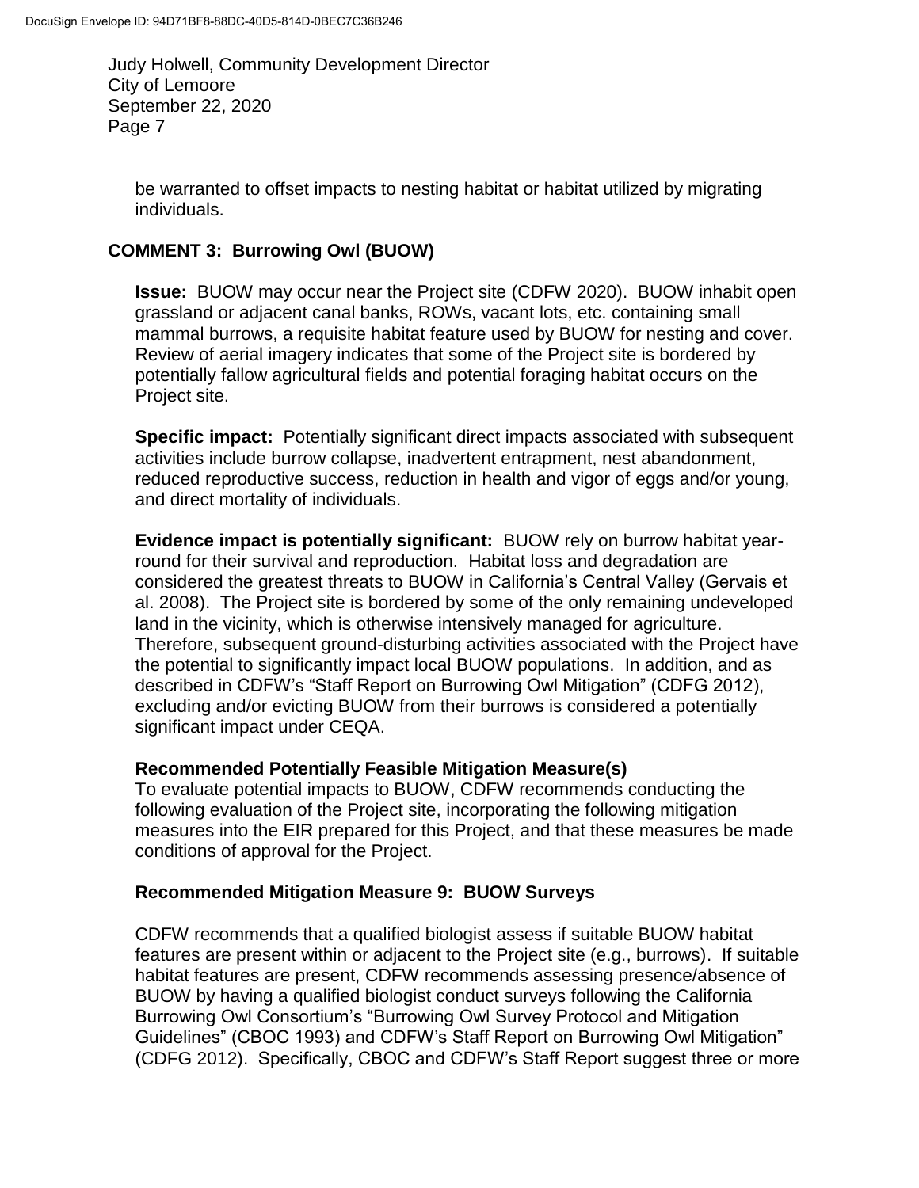be warranted to offset impacts to nesting habitat or habitat utilized by migrating individuals.

## COMMENT 3: Burrowing Owl (BUOW)

**Issue:** BUOW may occur near the Project site (CDFW 2020). BUOW inhabit open grassland or adjacent canal banks, ROWs, vacant lots, etc. containing small mammal burrows, a requisite habitat feature used by BUOW for nesting and cover. Review of aerial imagery indicates that some of the Project site is bordered by potentially fallow agricultural fields and potential foraging habitat occurs on the Project site.

**Specific impact:** Potentially significant direct impacts associated with subsequent activities include burrow collapse, inadvertent entrapment, nest abandonment, reduced reproductive success, reduction in health and vigor of eggs and/or young, and direct mortality of individuals.

**Evidence impact is potentially significant:** BUOW rely on burrow habitat year-round for their survival and reproduction. Habitat loss and degradation are considered the greatest threats to BUOW in California's Central Valley (Gervais et al. 2008). The Project site is bordered by some of the only remaining undeveloped land in the vicinity, which is otherwise intensively managed for agriculture. Therefore, subsequent ground-disturbing activities associated with the Project have the potential to significantly impact local BUOW populations. In addition, and as described in CDFW's "Staff Report on Burrowing Owl Mitigation" (CDFG 2012), excluding and/or evicting BUOW from their burrows is considered a potentially significant impact under CEQA.

### Recommended Potentially Feasible Mitigation Measure(s)

To evaluate potential impacts to BUOW, CDFW recommends conducting the following evaluation of the Project site, incorporating the following mitigation measures into the EIR prepared for this Project, and that these measures be made conditions of approval for the Project.

### Recommended Mitigation Measure 9: BUOW Surveys

CDFW recommends that a qualified biologist assess if suitable BUOW habitat features are present within or adjacent to the Project site (e.g., burrows). If suitable habitat features are present, CDFW recommends assessing presence/absence of BUOW by having a qualified biologist conduct surveys following the California Burrowing Owl Consortium's "Burrowing Owl Survey Protocol and Mitigation Guidelines" (CBOC 1993) and CDFW's Staff Report on Burrowing Owl Mitigation" (CDFG 2012). Specifically, CBOC and CDFW's Staff Report suggest three or more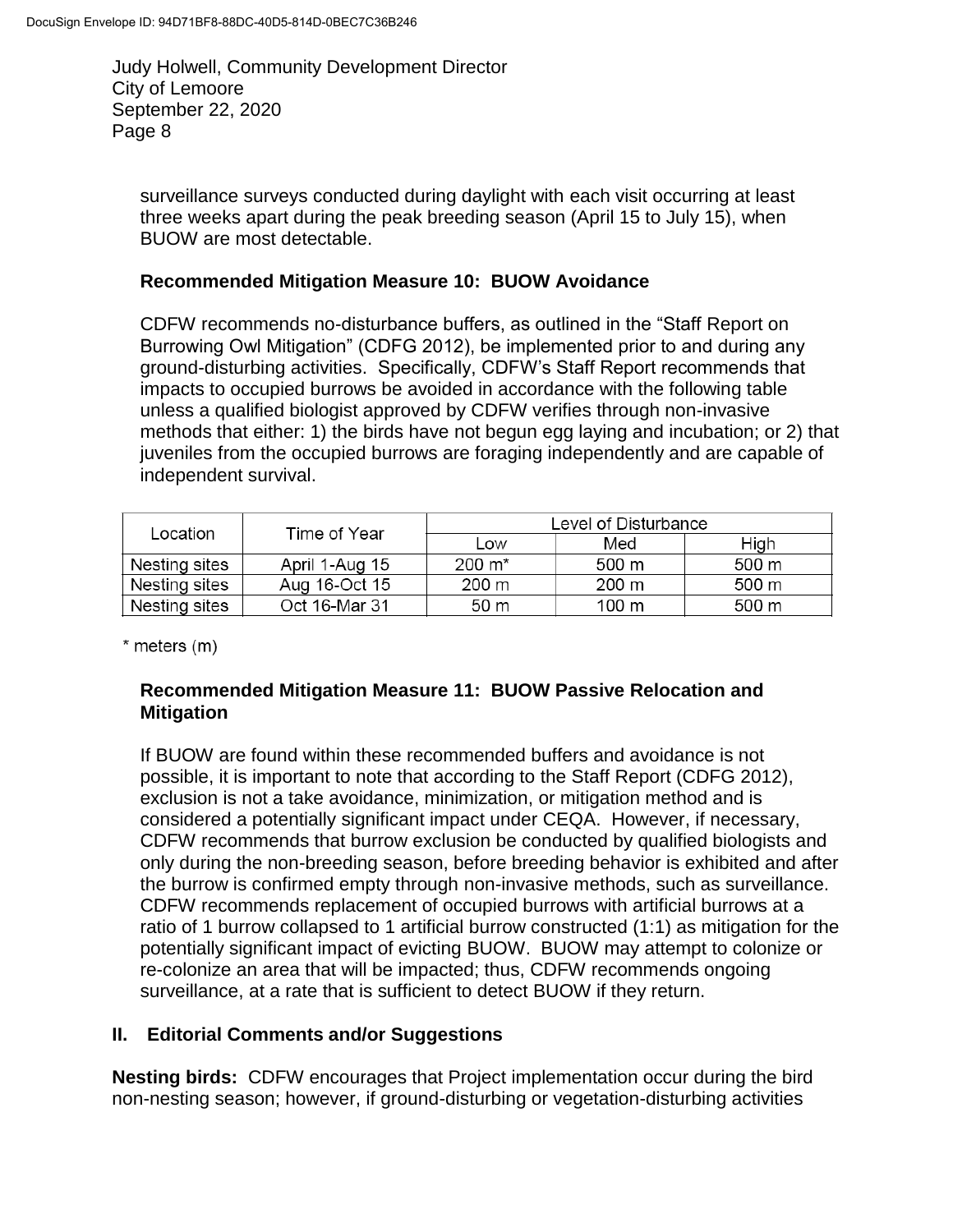surveillance surveys conducted during daylight with each visit occurring at least three weeks apart during the peak breeding season (April 15 to July 15), when BUOW are most detectable.

**Recommended Mitigation Measure 10: BUOW Avoidance**

CDFW recommends no-disturbance buffers, as outlined in the “Staff Report on Burrowing Owl Mitigation” (CDFG 2012), be implemented prior to and during any ground-disturbing activities. Specifically, CDFW’s Staff Report recommends that impacts to occupied burrows be avoided in accordance with the following table unless a qualified biologist approved by CDFW verifies through non-invasive methods that either: 1) the birds have not begun egg laying and incubation; or 2) that juveniles from the occupied burrows are foraging independently and are capable of independent survival.

| Location | Time of Year | Level of Disturbance | | |
|---|---|---|---|---|
| | | Low | Med | High |
| Nesting sites | April 1-Aug 15 | 200 m* | 500 m | 500 m |
| Nesting sites | Aug 16-Oct 15 | 200 m | 200 m | 500 m |
| Nesting sites | Oct 16-Mar 31 | 50 m | 100 m | 500 m |

* meters (m)

**Recommended Mitigation Measure 11: BUOW Passive Relocation and Mitigation**

If BUOW are found within these recommended buffers and avoidance is not possible, it is important to note that according to the Staff Report (CDFG 2012), exclusion is not a take avoidance, minimization, or mitigation method and is considered a potentially significant impact under CEQA. However, if necessary, CDFW recommends that burrow exclusion be conducted by qualified biologists and only during the non-breeding season, before breeding behavior is exhibited and after the burrow is confirmed empty through non-invasive methods, such as surveillance. CDFW recommends replacement of occupied burrows with artificial burrows at a ratio of 1 burrow collapsed to 1 artificial burrow constructed (1:1) as mitigation for the potentially significant impact of evicting BUOW. BUOW may attempt to colonize or re-colonize an area that will be impacted; thus, CDFW recommends ongoing surveillance, at a rate that is sufficient to detect BUOW if they return.

## II. Editorial Comments and/or Suggestions

**Nesting birds:** CDFW encourages that Project implementation occur during the bird non-nesting season; however, if ground-disturbing or vegetation-disturbing activities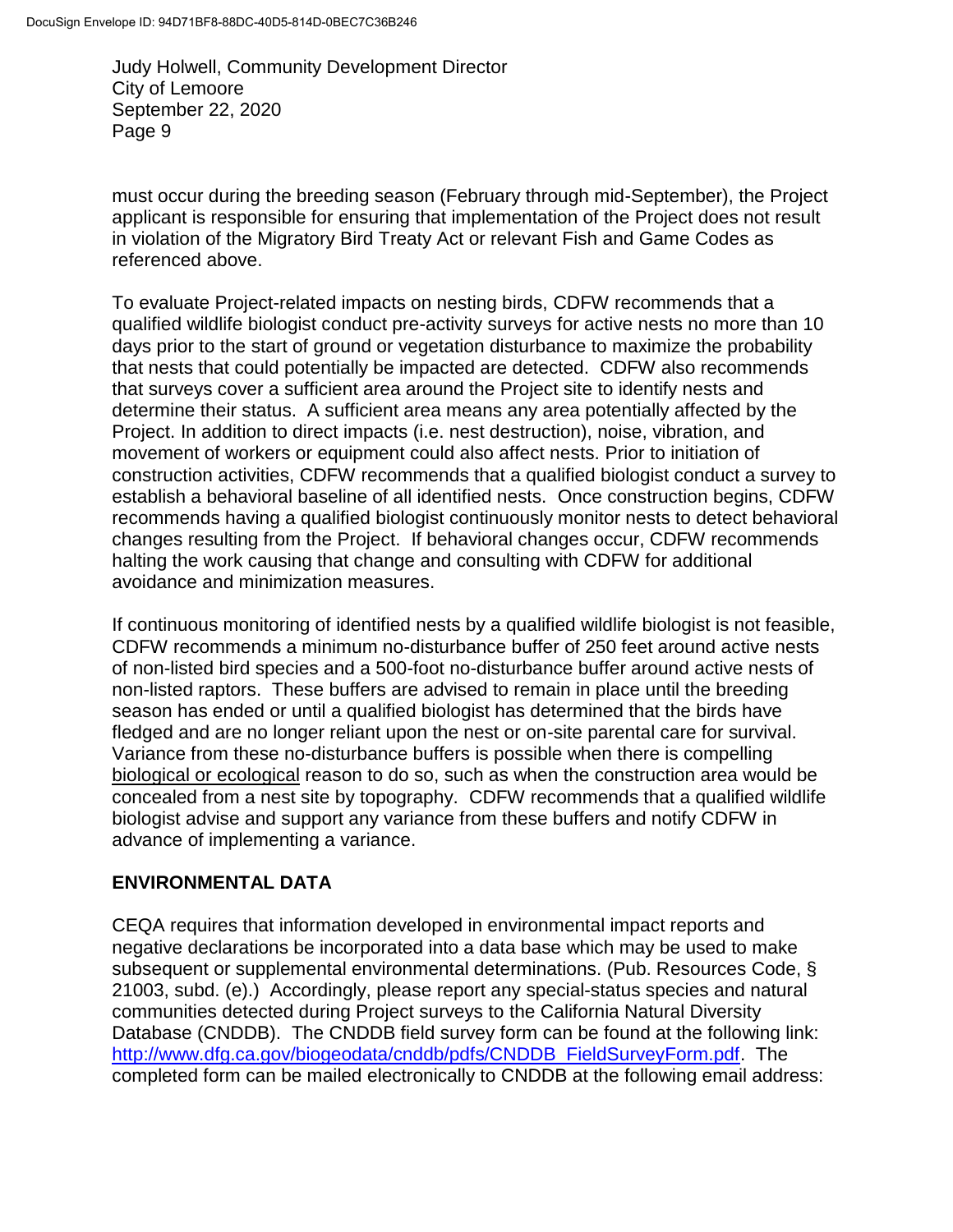must occur during the breeding season (February through mid-September), the Project applicant is responsible for ensuring that implementation of the Project does not result in violation of the Migratory Bird Treaty Act or relevant Fish and Game Codes as referenced above.

To evaluate Project-related impacts on nesting birds, CDFW recommends that a qualified wildlife biologist conduct pre-activity surveys for active nests no more than 10 days prior to the start of ground or vegetation disturbance to maximize the probability that nests that could potentially be impacted are detected. CDFW also recommends that surveys cover a sufficient area around the Project site to identify nests and determine their status. A sufficient area means any area potentially affected by the Project. In addition to direct impacts (i.e. nest destruction), noise, vibration, and movement of workers or equipment could also affect nests. Prior to initiation of construction activities, CDFW recommends that a qualified biologist conduct a survey to establish a behavioral baseline of all identified nests. Once construction begins, CDFW recommends having a qualified biologist continuously monitor nests to detect behavioral changes resulting from the Project. If behavioral changes occur, CDFW recommends halting the work causing that change and consulting with CDFW for additional avoidance and minimization measures.

If continuous monitoring of identified nests by a qualified wildlife biologist is not feasible, CDFW recommends a minimum no-disturbance buffer of 250 feet around active nests of non-listed bird species and a 500-foot no-disturbance buffer around active nests of non-listed raptors. These buffers are advised to remain in place until the breeding season has ended or until a qualified biologist has determined that the birds have fledged and are no longer reliant upon the nest or on-site parental care for survival. Variance from these no-disturbance buffers is possible when there is compelling biological or ecological reason to do so, such as when the construction area would be concealed from a nest site by topography. CDFW recommends that a qualified wildlife biologist advise and support any variance from these buffers and notify CDFW in advance of implementing a variance.

## ENVIRONMENTAL DATA

CEQA requires that information developed in environmental impact reports and negative declarations be incorporated into a data base which may be used to make subsequent or supplemental environmental determinations. (Pub. Resources Code, § 21003, subd. (e).) Accordingly, please report any special-status species and natural communities detected during Project surveys to the California Natural Diversity Database (CNDDB). The CNDDB field survey form can be found at the following link: http://www.dfg.ca.gov/biogeodata/cnddb/pdfs/CNDDB_FieldSurveyForm.pdf. The completed form can be mailed electronically to CNDDB at the following email address: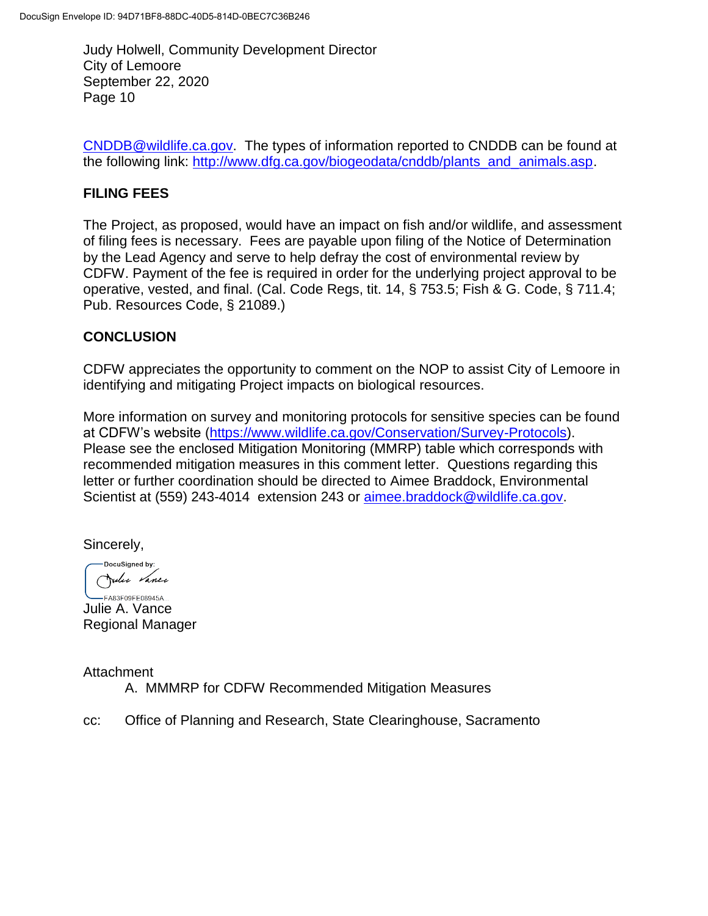CNDDB@wildlife.ca.gov. The types of information reported to CNDDB can be found at the following link: http://www.dfg.ca.gov/biogeodata/cnddb/plants_and_animals.asp.

## FILING FEES

The Project, as proposed, would have an impact on fish and/or wildlife, and assessment of filing fees is necessary. Fees are payable upon filing of the Notice of Determination by the Lead Agency and serve to help defray the cost of environmental review by CDFW. Payment of the fee is required in order for the underlying project approval to be operative, vested, and final. (Cal. Code Regs, tit. 14, § 753.5; Fish & G. Code, § 711.4; Pub. Resources Code, § 21089.)

## CONCLUSION

CDFW appreciates the opportunity to comment on the NOP to assist City of Lemoore in identifying and mitigating Project impacts on biological resources.

More information on survey and monitoring protocols for sensitive species can be found at CDFW's website (https://www.wildlife.ca.gov/Conservation/Survey-Protocols). Please see the enclosed Mitigation Monitoring (MMRP) table which corresponds with recommended mitigation measures in this comment letter. Questions regarding this letter or further coordination should be directed to Aimee Braddock, Environmental Scientist at (559) 243-4014 extension 243 or aimee.braddock@wildlife.ca.gov.

Sincerely,

DocuSigned by:
Julie Vance
FA83F09FE08945A

Julie A. Vance
Regional Manager

Attachment
A. MMMRP for CDFW Recommended Mitigation Measures

cc: Office of Planning and Research, State Clearinghouse, Sacramento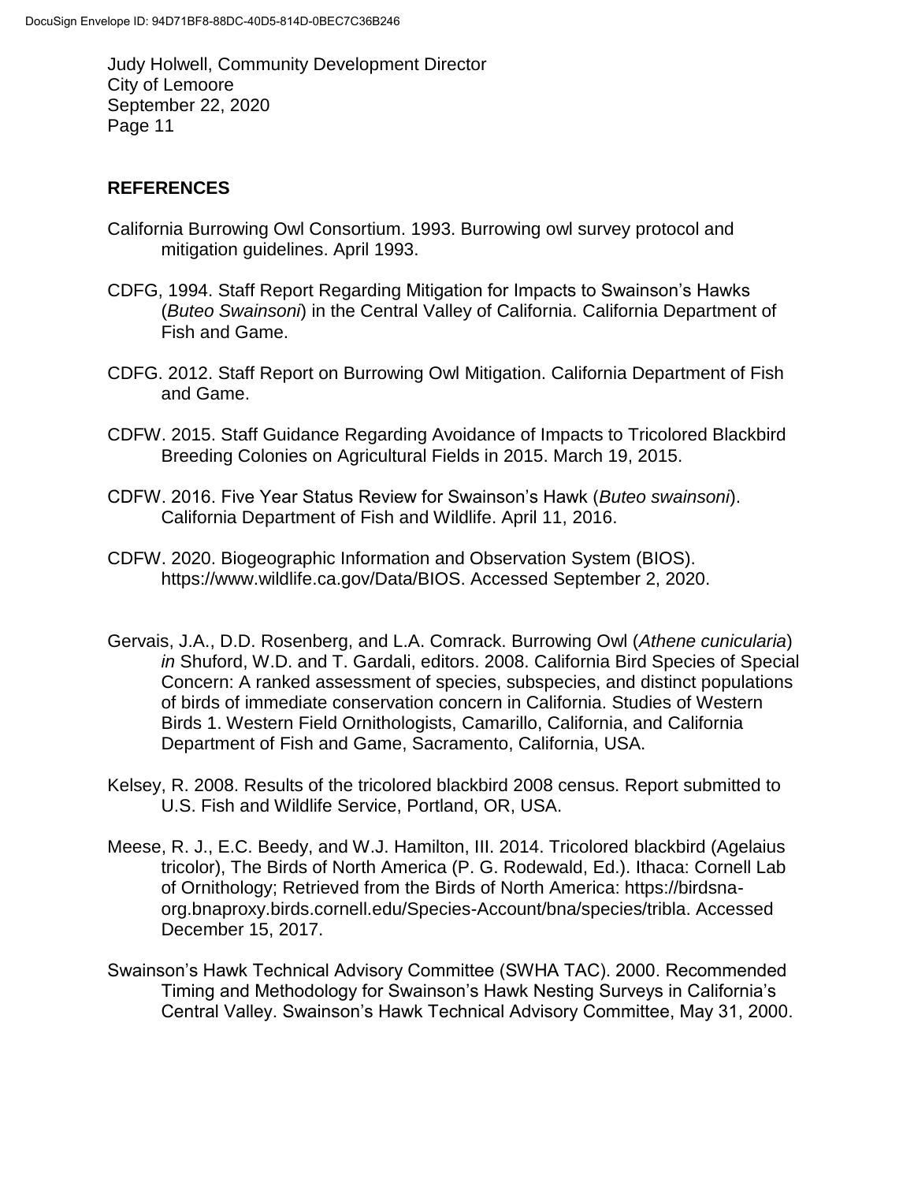## REFERENCES

California Burrowing Owl Consortium. 1993. Burrowing owl survey protocol and mitigation guidelines. April 1993.

CDFG, 1994. Staff Report Regarding Mitigation for Impacts to Swainson's Hawks (*Buteo Swainsoni*) in the Central Valley of California. California Department of Fish and Game.

CDFG. 2012. Staff Report on Burrowing Owl Mitigation. California Department of Fish and Game.

CDFW. 2015. Staff Guidance Regarding Avoidance of Impacts to Tricolored Blackbird Breeding Colonies on Agricultural Fields in 2015. March 19, 2015.

CDFW. 2016. Five Year Status Review for Swainson's Hawk (*Buteo swainsoni*). California Department of Fish and Wildlife. April 11, 2016.

CDFW. 2020. Biogeographic Information and Observation System (BIOS). https://www.wildlife.ca.gov/Data/BIOS. Accessed September 2, 2020.

Gervais, J.A., D.D. Rosenberg, and L.A. Comrack. Burrowing Owl (*Athene cunicularia*) *in* Shuford, W.D. and T. Gardali, editors. 2008. California Bird Species of Special Concern: A ranked assessment of species, subspecies, and distinct populations of birds of immediate conservation concern in California. Studies of Western Birds 1. Western Field Ornithologists, Camarillo, California, and California Department of Fish and Game, Sacramento, California, USA.

Kelsey, R. 2008. Results of the tricolored blackbird 2008 census. Report submitted to U.S. Fish and Wildlife Service, Portland, OR, USA.

Meese, R. J., E.C. Beedy, and W.J. Hamilton, III. 2014. Tricolored blackbird (Agelaius tricolor), The Birds of North America (P. G. Rodewald, Ed.). Ithaca: Cornell Lab of Ornithology; Retrieved from the Birds of North America: https://birdsna-org.bnaproxy.birds.cornell.edu/Species-Account/bna/species/tribla. Accessed December 15, 2017.

Swainson's Hawk Technical Advisory Committee (SWHA TAC). 2000. Recommended Timing and Methodology for Swainson's Hawk Nesting Surveys in California's Central Valley. Swainson's Hawk Technical Advisory Committee, May 31, 2000.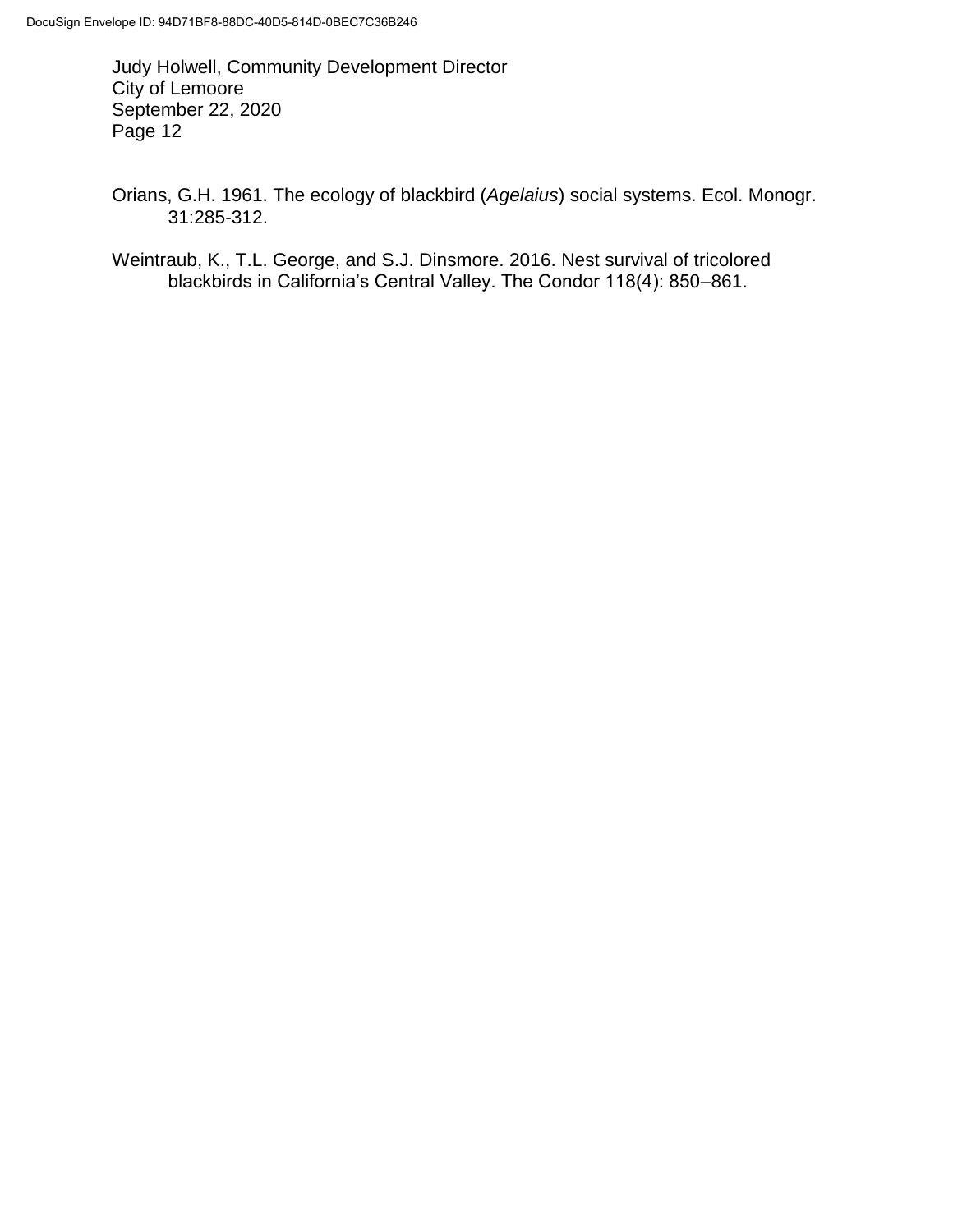Orians, G.H. 1961. The ecology of blackbird (*Agelaius*) social systems. Ecol. Monogr. 31:285-312.

Weintraub, K., T.L. George, and S.J. Dinsmore. 2016. Nest survival of tricolored blackbirds in California's Central Valley. The Condor 118(4): 850–861.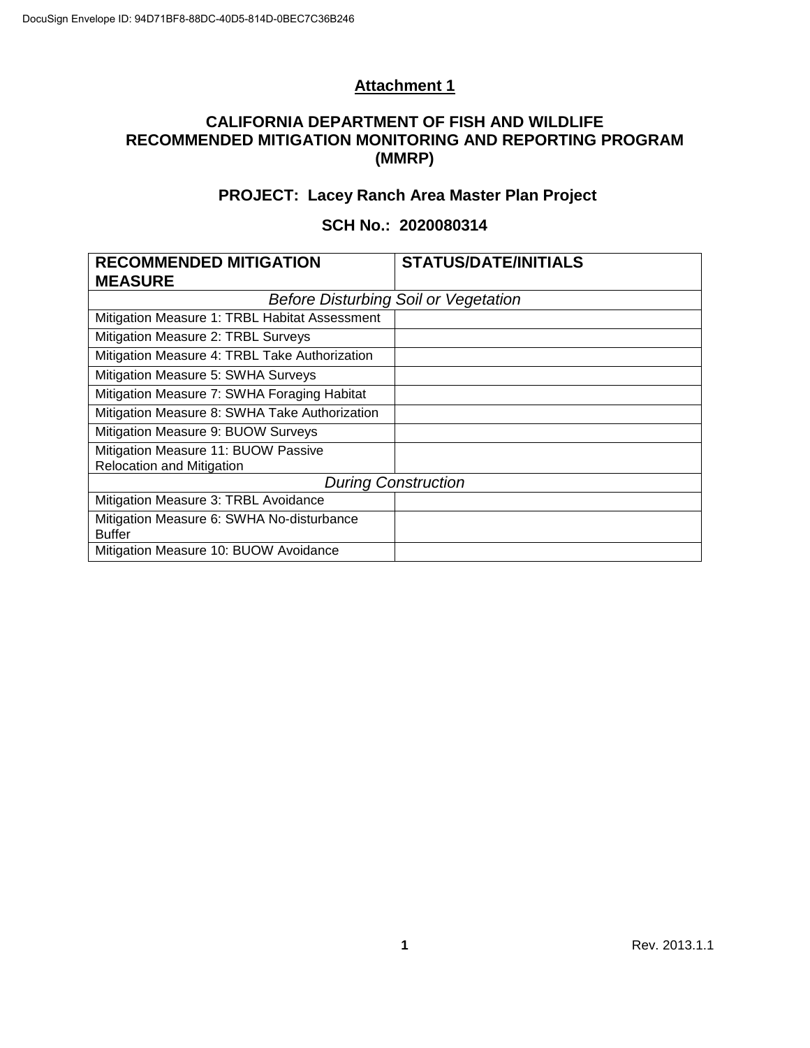## Attachment 1

## CALIFORNIA DEPARTMENT OF FISH AND WILDLIFE RECOMMENDED MITIGATION MONITORING AND REPORTING PROGRAM (MMRP)

### PROJECT: Lacey Ranch Area Master Plan Project

### SCH No.: 2020080314

| RECOMMENDED MITIGATION MEASURE | STATUS/DATE/INITIALS |
|---|---|
| *Before Disturbing Soil or Vegetation* | |
| Mitigation Measure 1: TRBL Habitat Assessment | |
| Mitigation Measure 2: TRBL Surveys | |
| Mitigation Measure 4: TRBL Take Authorization | |
| Mitigation Measure 5: SWHA Surveys | |
| Mitigation Measure 7: SWHA Foraging Habitat | |
| Mitigation Measure 8: SWHA Take Authorization | |
| Mitigation Measure 9: BUOW Surveys | |
| Mitigation Measure 11: BUOW Passive Relocation and Mitigation | |
| *During Construction* | |
| Mitigation Measure 3: TRBL Avoidance | |
| Mitigation Measure 6: SWHA No-disturbance Buffer | |
| Mitigation Measure 10: BUOW Avoidance | |

Rev. 2013.1.1